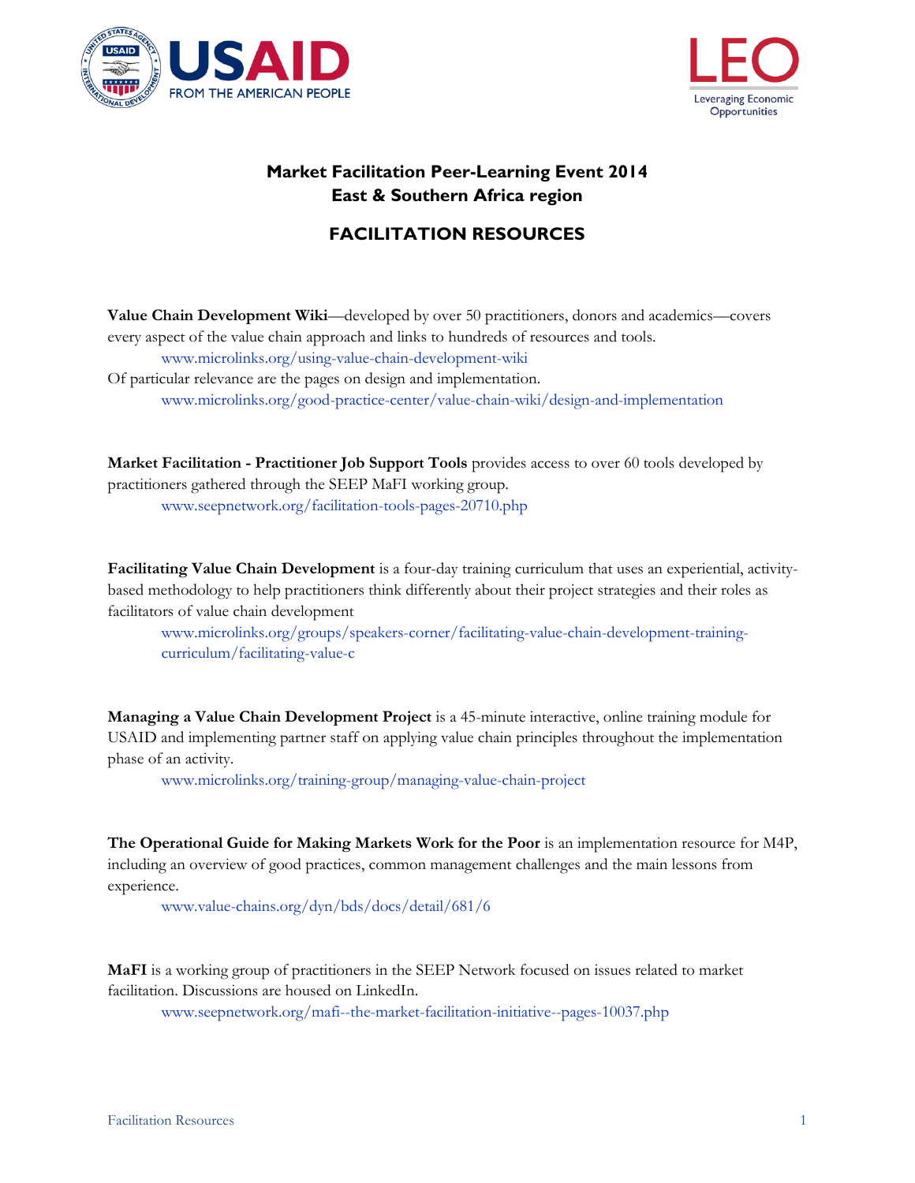# Market Facilitation Peer-Learning Event 2014
## East & Southern Africa region

## FACILITATION RESOURCES

**Value Chain Development Wiki**—developed by over 50 practitioners, donors and academics—covers every aspect of the value chain approach and links to hundreds of resources and tools.

www.microlinks.org/using-value-chain-development-wiki

Of particular relevance are the pages on design and implementation.

www.microlinks.org/good-practice-center/value-chain-wiki/design-and-implementation

**Market Facilitation - Practitioner Job Support Tools** provides access to over 60 tools developed by practitioners gathered through the SEEP MaFI working group.

www.seepnetwork.org/facilitation-tools-pages-20710.php

**Facilitating Value Chain Development** is a four-day training curriculum that uses an experiential, activity-based methodology to help practitioners think differently about their project strategies and their roles as facilitators of value chain development

www.microlinks.org/groups/speakers-corner/facilitating-value-chain-development-training-curriculum/facilitating-value-c

**Managing a Value Chain Development Project** is a 45-minute interactive, online training module for USAID and implementing partner staff on applying value chain principles throughout the implementation phase of an activity.

www.microlinks.org/training-group/managing-value-chain-project

**The Operational Guide for Making Markets Work for the Poor** is an implementation resource for M4P, including an overview of good practices, common management challenges and the main lessons from experience.

www.value-chains.org/dyn/bds/docs/detail/681/6

**MaFI** is a working group of practitioners in the SEEP Network focused on issues related to market facilitation. Discussions are housed on LinkedIn.

www.seepnetwork.org/mafi--the-market-facilitation-initiative--pages-10037.php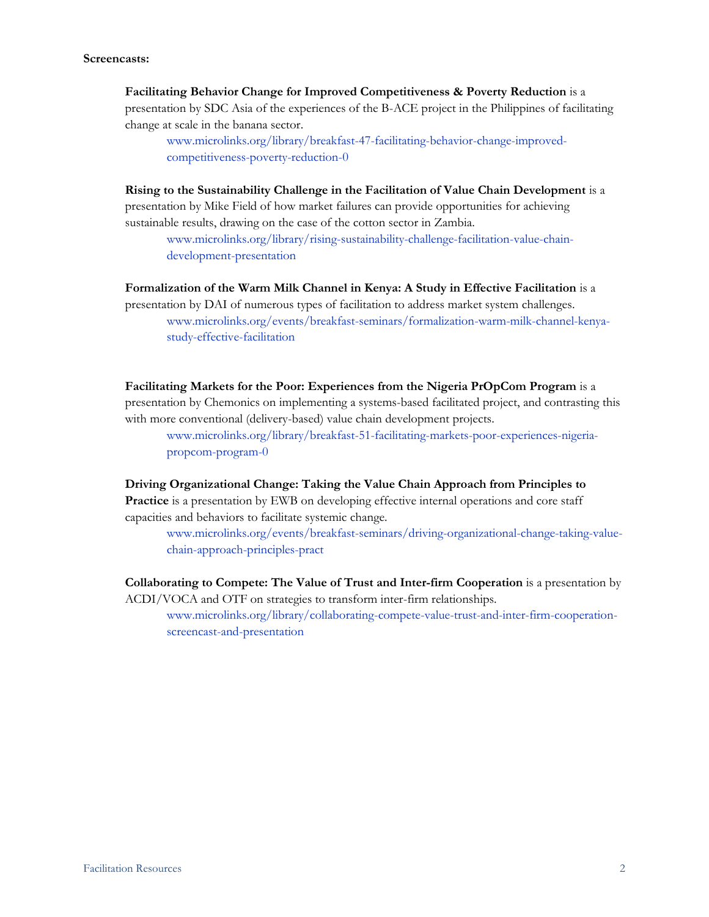**Screencasts:**

**Facilitating Behavior Change for Improved Competitiveness & Poverty Reduction** is a presentation by SDC Asia of the experiences of the B-ACE project in the Philippines of facilitating change at scale in the banana sector.

www.microlinks.org/library/breakfast-47-facilitating-behavior-change-improved-competitiveness-poverty-reduction-0

**Rising to the Sustainability Challenge in the Facilitation of Value Chain Development** is a presentation by Mike Field of how market failures can provide opportunities for achieving sustainable results, drawing on the case of the cotton sector in Zambia.

www.microlinks.org/library/rising-sustainability-challenge-facilitation-value-chain-development-presentation

**Formalization of the Warm Milk Channel in Kenya: A Study in Effective Facilitation** is a presentation by DAI of numerous types of facilitation to address market system challenges.

www.microlinks.org/events/breakfast-seminars/formalization-warm-milk-channel-kenya-study-effective-facilitation

**Facilitating Markets for the Poor: Experiences from the Nigeria PrOpCom Program** is a presentation by Chemonics on implementing a systems-based facilitated project, and contrasting this with more conventional (delivery-based) value chain development projects.

www.microlinks.org/library/breakfast-51-facilitating-markets-poor-experiences-nigeria-propcom-program-0

**Driving Organizational Change: Taking the Value Chain Approach from Principles to Practice** is a presentation by EWB on developing effective internal operations and core staff capacities and behaviors to facilitate systemic change.

www.microlinks.org/events/breakfast-seminars/driving-organizational-change-taking-value-chain-approach-principles-pract

**Collaborating to Compete: The Value of Trust and Inter-firm Cooperation** is a presentation by ACDI/VOCA and OTF on strategies to transform inter-firm relationships.

www.microlinks.org/library/collaborating-compete-value-trust-and-inter-firm-cooperation-screencast-and-presentation